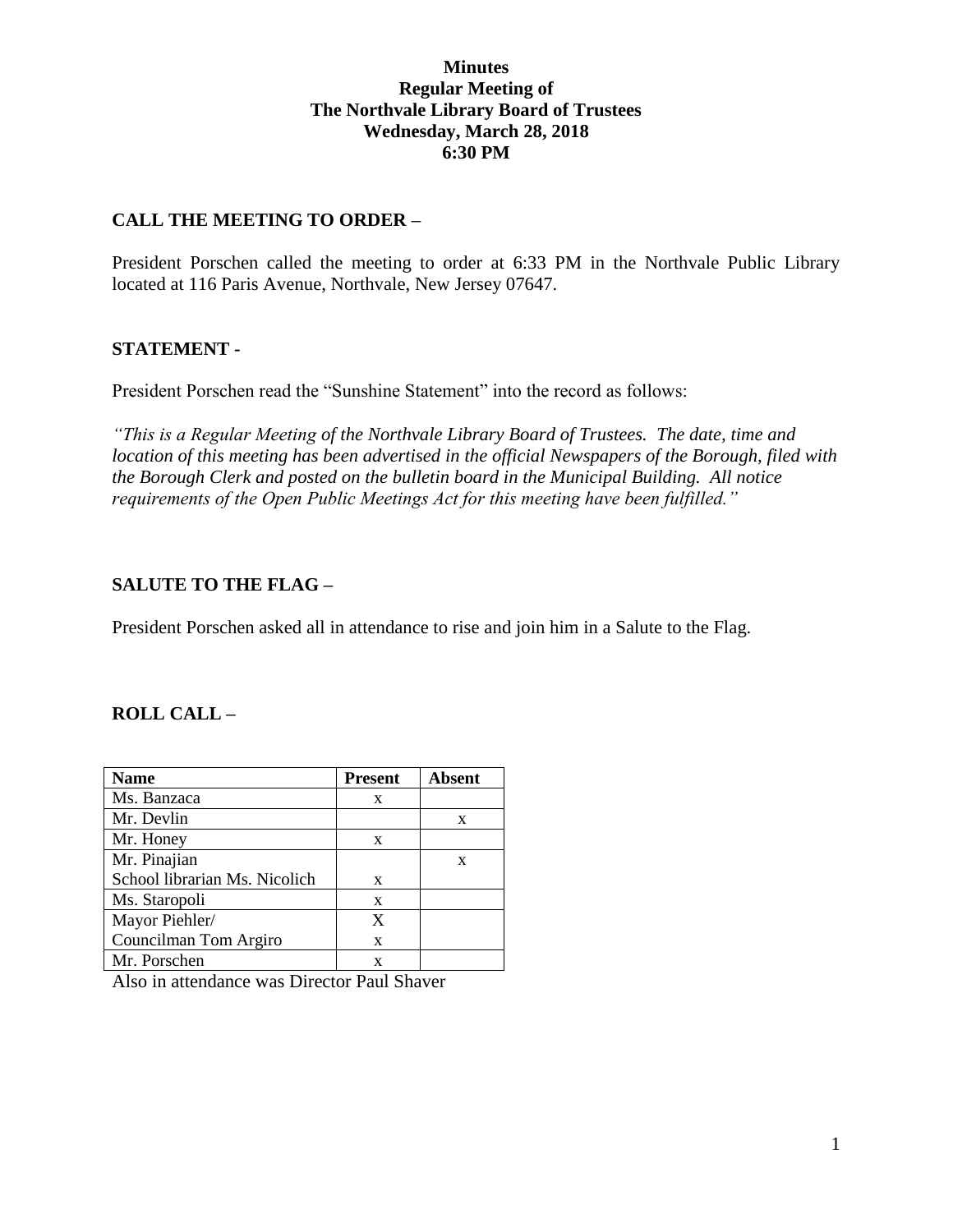**Minutes**
**Regular Meeting of**
**The Northvale Library Board of Trustees**
**Wednesday, March 28, 2018**
**6:30 PM**

## CALL THE MEETING TO ORDER –

President Porschen called the meeting to order at 6:33 PM in the Northvale Public Library located at 116 Paris Avenue, Northvale, New Jersey 07647.

## STATEMENT -

President Porschen read the "Sunshine Statement" into the record as follows:

*"This is a Regular Meeting of the Northvale Library Board of Trustees. The date, time and location of this meeting has been advertised in the official Newspapers of the Borough, filed with the Borough Clerk and posted on the bulletin board in the Municipal Building. All notice requirements of the Open Public Meetings Act for this meeting have been fulfilled."*

## SALUTE TO THE FLAG –

President Porschen asked all in attendance to rise and join him in a Salute to the Flag.

## ROLL CALL –

| Name | Present | Absent |
|---|---|---|
| Ms. Banzaca | x | |
| Mr. Devlin | | x |
| Mr. Honey | x | |
| Mr. Pinajian<br>School librarian Ms. Nicolich | x | x |
| Ms. Staropoli | x | |
| Mayor Piehler/<br>Councilman Tom Argiro | X<br>x | |
| Mr. Porschen | x | |

Also in attendance was Director Paul Shaver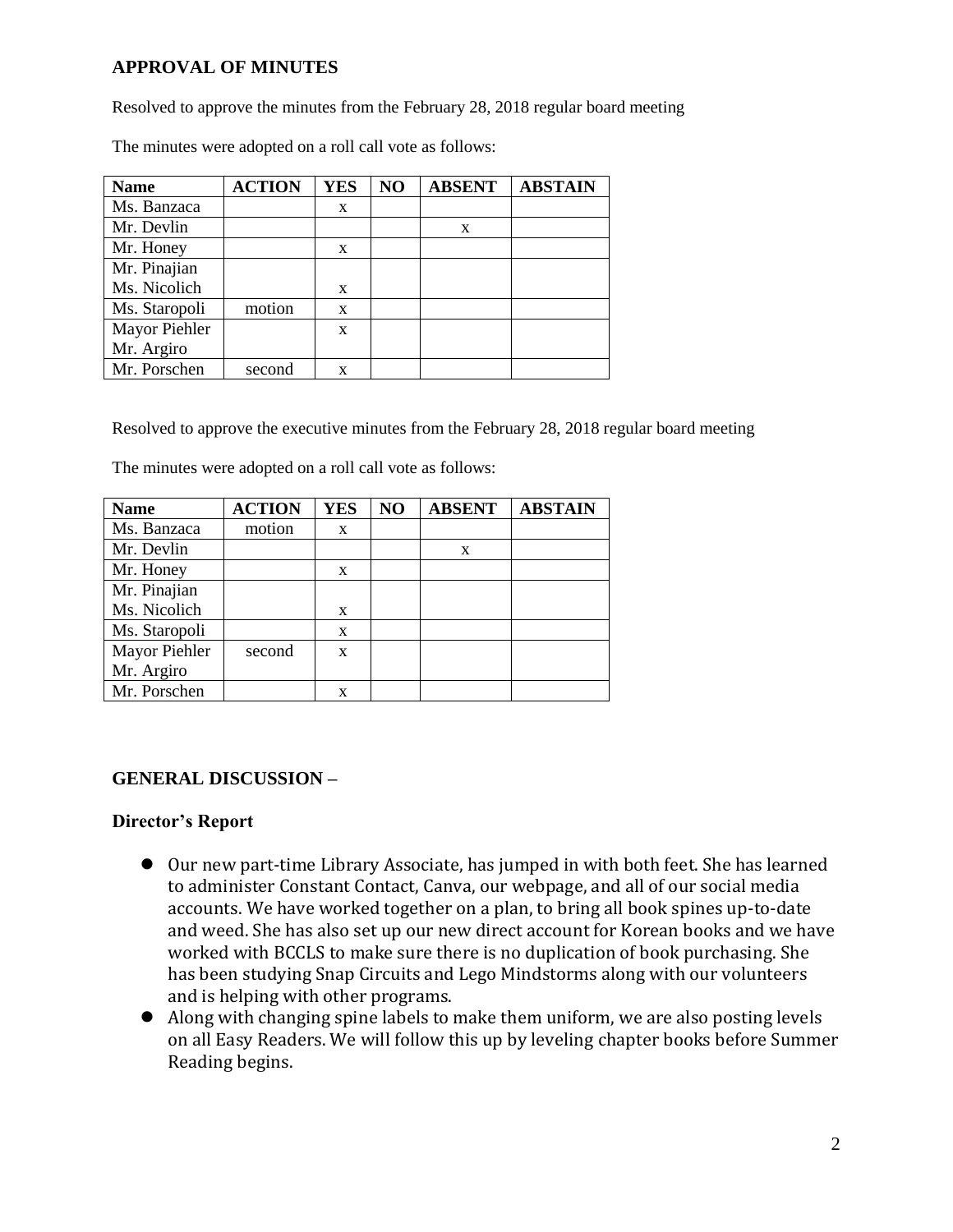## APPROVAL OF MINUTES

Resolved to approve the minutes from the February 28, 2018 regular board meeting

The minutes were adopted on a roll call vote as follows:

| Name | ACTION | YES | NO | ABSENT | ABSTAIN |
|---|---|---|---|---|---|
| Ms. Banzaca | | x | | | |
| Mr. Devlin | | | | x | |
| Mr. Honey | | x | | | |
| Mr. Pinajian<br>Ms. Nicolich | | x | | | |
| Ms. Staropoli | motion | x | | | |
| Mayor Piehler<br>Mr. Argiro | | x | | | |
| Mr. Porschen | second | x | | | |

Resolved to approve the executive minutes from the February 28, 2018 regular board meeting

The minutes were adopted on a roll call vote as follows:

| Name | ACTION | YES | NO | ABSENT | ABSTAIN |
|---|---|---|---|---|---|
| Ms. Banzaca | motion | x | | | |
| Mr. Devlin | | | | x | |
| Mr. Honey | | x | | | |
| Mr. Pinajian<br>Ms. Nicolich | | x | | | |
| Ms. Staropoli | | x | | | |
| Mayor Piehler<br>Mr. Argiro | second | x | | | |
| Mr. Porschen | | x | | | |

## GENERAL DISCUSSION –

### Director's Report

- Our new part-time Library Associate, has jumped in with both feet. She has learned to administer Constant Contact, Canva, our webpage, and all of our social media accounts. We have worked together on a plan, to bring all book spines up-to-date and weed. She has also set up our new direct account for Korean books and we have worked with BCCLS to make sure there is no duplication of book purchasing. She has been studying Snap Circuits and Lego Mindstorms along with our volunteers and is helping with other programs.
- Along with changing spine labels to make them uniform, we are also posting levels on all Easy Readers. We will follow this up by leveling chapter books before Summer Reading begins.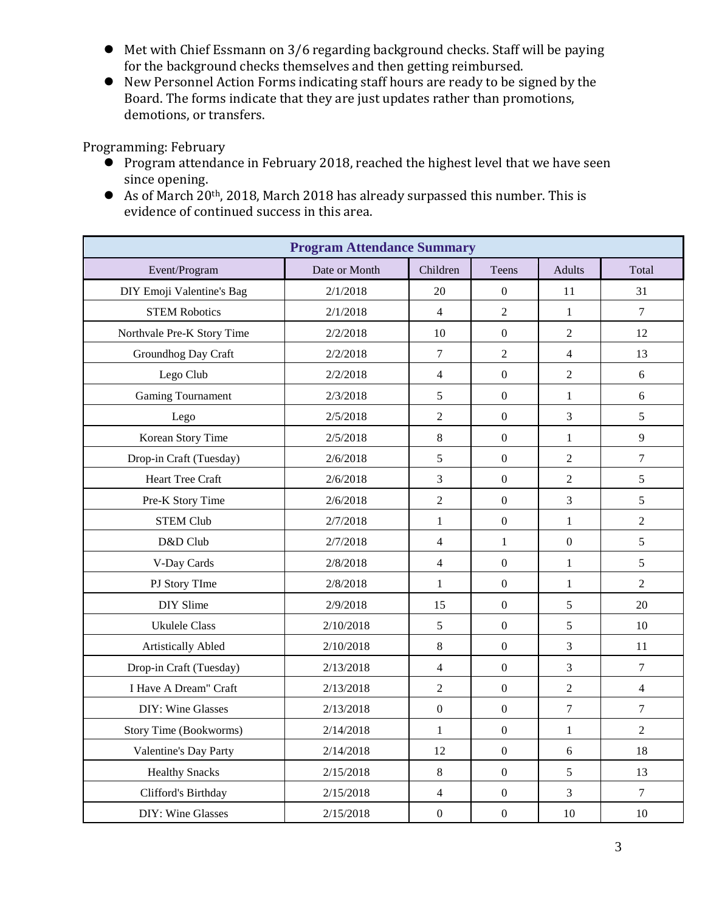- Met with Chief Essmann on 3/6 regarding background checks. Staff will be paying for the background checks themselves and then getting reimbursed.
- New Personnel Action Forms indicating staff hours are ready to be signed by the Board. The forms indicate that they are just updates rather than promotions, demotions, or transfers.

Programming: February

- Program attendance in February 2018, reached the highest level that we have seen since opening.
- As of March 20th, 2018, March 2018 has already surpassed this number. This is evidence of continued success in this area.

| Program Attendance Summary | | | | | |
|---|---|---|---|---|---|
| Event/Program | Date or Month | Children | Teens | Adults | Total |
| DIY Emoji Valentine's Bag | 2/1/2018 | 20 | 0 | 11 | 31 |
| STEM Robotics | 2/1/2018 | 4 | 2 | 1 | 7 |
| Northvale Pre-K Story Time | 2/2/2018 | 10 | 0 | 2 | 12 |
| Groundhog Day Craft | 2/2/2018 | 7 | 2 | 4 | 13 |
| Lego Club | 2/2/2018 | 4 | 0 | 2 | 6 |
| Gaming Tournament | 2/3/2018 | 5 | 0 | 1 | 6 |
| Lego | 2/5/2018 | 2 | 0 | 3 | 5 |
| Korean Story Time | 2/5/2018 | 8 | 0 | 1 | 9 |
| Drop-in Craft (Tuesday) | 2/6/2018 | 5 | 0 | 2 | 7 |
| Heart Tree Craft | 2/6/2018 | 3 | 0 | 2 | 5 |
| Pre-K Story Time | 2/6/2018 | 2 | 0 | 3 | 5 |
| STEM Club | 2/7/2018 | 1 | 0 | 1 | 2 |
| D&D Club | 2/7/2018 | 4 | 1 | 0 | 5 |
| V-Day Cards | 2/8/2018 | 4 | 0 | 1 | 5 |
| PJ Story TIme | 2/8/2018 | 1 | 0 | 1 | 2 |
| DIY Slime | 2/9/2018 | 15 | 0 | 5 | 20 |
| Ukulele Class | 2/10/2018 | 5 | 0 | 5 | 10 |
| Artistically Abled | 2/10/2018 | 8 | 0 | 3 | 11 |
| Drop-in Craft (Tuesday) | 2/13/2018 | 4 | 0 | 3 | 7 |
| I Have A Dream" Craft | 2/13/2018 | 2 | 0 | 2 | 4 |
| DIY: Wine Glasses | 2/13/2018 | 0 | 0 | 7 | 7 |
| Story Time (Bookworms) | 2/14/2018 | 1 | 0 | 1 | 2 |
| Valentine's Day Party | 2/14/2018 | 12 | 0 | 6 | 18 |
| Healthy Snacks | 2/15/2018 | 8 | 0 | 5 | 13 |
| Clifford's Birthday | 2/15/2018 | 4 | 0 | 3 | 7 |
| DIY: Wine Glasses | 2/15/2018 | 0 | 0 | 10 | 10 |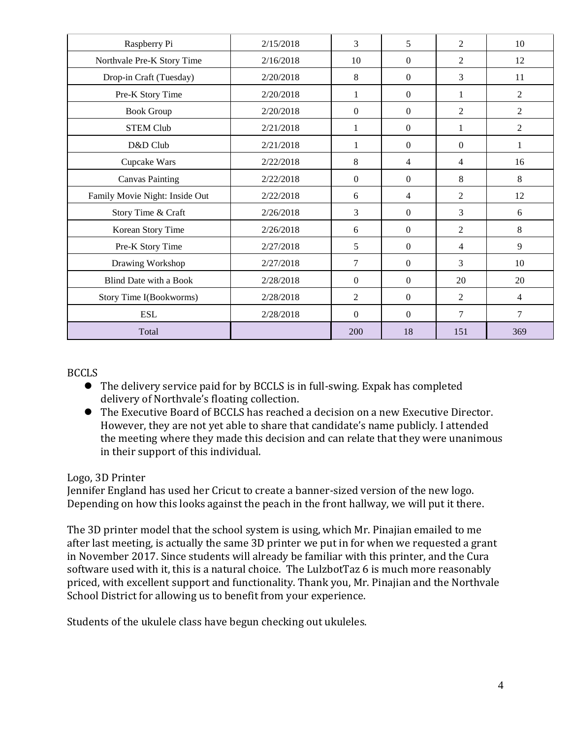| Raspberry Pi | 2/15/2018 | 3 | 5 | 2 | 10 |
|---|---|---|---|---|---|
| Northvale Pre-K Story Time | 2/16/2018 | 10 | 0 | 2 | 12 |
| Drop-in Craft (Tuesday) | 2/20/2018 | 8 | 0 | 3 | 11 |
| Pre-K Story Time | 2/20/2018 | 1 | 0 | 1 | 2 |
| Book Group | 2/20/2018 | 0 | 0 | 2 | 2 |
| STEM Club | 2/21/2018 | 1 | 0 | 1 | 2 |
| D&D Club | 2/21/2018 | 1 | 0 | 0 | 1 |
| Cupcake Wars | 2/22/2018 | 8 | 4 | 4 | 16 |
| Canvas Painting | 2/22/2018 | 0 | 0 | 8 | 8 |
| Family Movie Night: Inside Out | 2/22/2018 | 6 | 4 | 2 | 12 |
| Story Time & Craft | 2/26/2018 | 3 | 0 | 3 | 6 |
| Korean Story Time | 2/26/2018 | 6 | 0 | 2 | 8 |
| Pre-K Story Time | 2/27/2018 | 5 | 0 | 4 | 9 |
| Drawing Workshop | 2/27/2018 | 7 | 0 | 3 | 10 |
| Blind Date with a Book | 2/28/2018 | 0 | 0 | 20 | 20 |
| Story Time I(Bookworms) | 2/28/2018 | 2 | 0 | 2 | 4 |
| ESL | 2/28/2018 | 0 | 0 | 7 | 7 |
| Total | | 200 | 18 | 151 | 369 |

BCCLS

- The delivery service paid for by BCCLS is in full-swing. Expak has completed delivery of Northvale's floating collection.
- The Executive Board of BCCLS has reached a decision on a new Executive Director. However, they are not yet able to share that candidate's name publicly. I attended the meeting where they made this decision and can relate that they were unanimous in their support of this individual.

Logo, 3D Printer

Jennifer England has used her Cricut to create a banner-sized version of the new logo. Depending on how this looks against the peach in the front hallway, we will put it there.

The 3D printer model that the school system is using, which Mr. Pinajian emailed to me after last meeting, is actually the same 3D printer we put in for when we requested a grant in November 2017. Since students will already be familiar with this printer, and the Cura software used with it, this is a natural choice. The LulzbotTaz 6 is much more reasonably priced, with excellent support and functionality. Thank you, Mr. Pinajian and the Northvale School District for allowing us to benefit from your experience.

Students of the ukulele class have begun checking out ukuleles.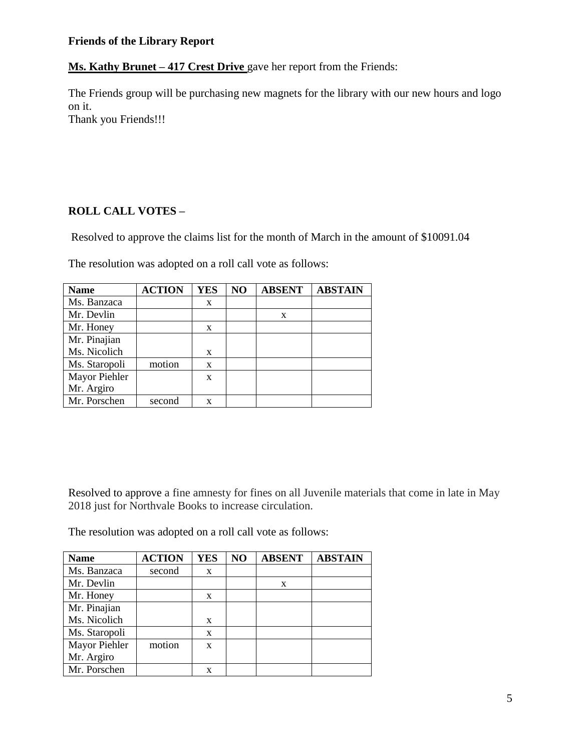**Friends of the Library Report**

**Ms. Kathy Brunet – 417 Crest Drive** gave her report from the Friends:

The Friends group will be purchasing new magnets for the library with our new hours and logo on it.
Thank you Friends!!!

**ROLL CALL VOTES –**

Resolved to approve the claims list for the month of March in the amount of $10091.04

The resolution was adopted on a roll call vote as follows:

| Name | ACTION | YES | NO | ABSENT | ABSTAIN |
|---|---|---|---|---|---|
| Ms. Banzaca | | x | | | |
| Mr. Devlin | | | | x | |
| Mr. Honey | | x | | | |
| Mr. Pinajian<br>Ms. Nicolich | | x | | | |
| Ms. Staropoli | motion | x | | | |
| Mayor Piehler<br>Mr. Argiro | | x | | | |
| Mr. Porschen | second | x | | | |

Resolved to approve a fine amnesty for fines on all Juvenile materials that come in late in May 2018 just for Northvale Books to increase circulation.

The resolution was adopted on a roll call vote as follows:

| Name | ACTION | YES | NO | ABSENT | ABSTAIN |
|---|---|---|---|---|---|
| Ms. Banzaca | second | x | | | |
| Mr. Devlin | | | | x | |
| Mr. Honey | | x | | | |
| Mr. Pinajian<br>Ms. Nicolich | | x | | | |
| Ms. Staropoli | | x | | | |
| Mayor Piehler<br>Mr. Argiro | motion | x | | | |
| Mr. Porschen | | x | | | |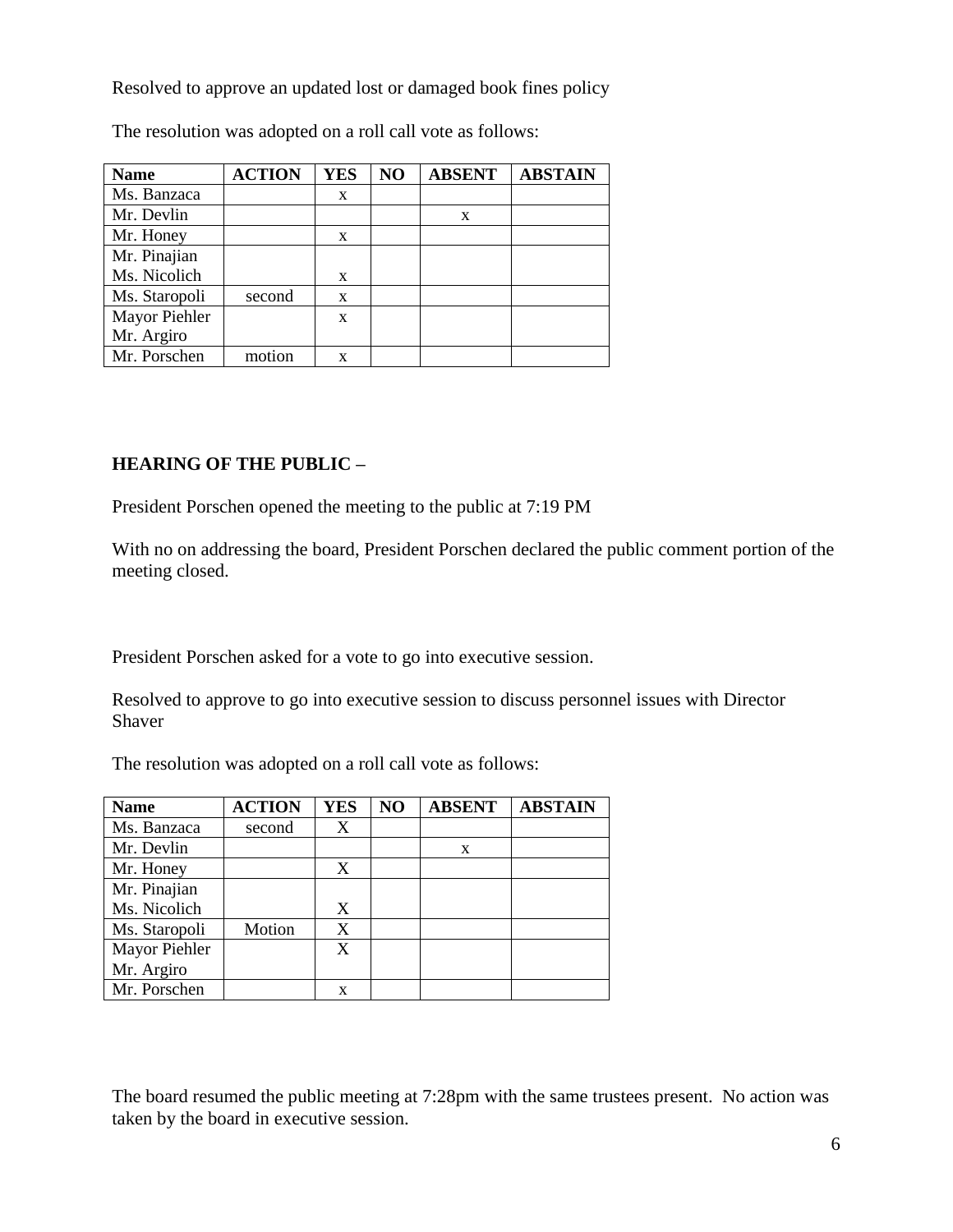Resolved to approve an updated lost or damaged book fines policy

The resolution was adopted on a roll call vote as follows:

| Name | ACTION | YES | NO | ABSENT | ABSTAIN |
|---|---|---|---|---|---|
| Ms. Banzaca | | x | | | |
| Mr. Devlin | | | | x | |
| Mr. Honey | | x | | | |
| Mr. Pinajian<br>Ms. Nicolich | | x | | | |
| Ms. Staropoli | second | x | | | |
| Mayor Piehler<br>Mr. Argiro | | x | | | |
| Mr. Porschen | motion | x | | | |

**HEARING OF THE PUBLIC –**

President Porschen opened the meeting to the public at 7:19 PM

With no on addressing the board, President Porschen declared the public comment portion of the meeting closed.

President Porschen asked for a vote to go into executive session.

Resolved to approve to go into executive session to discuss personnel issues with Director Shaver

The resolution was adopted on a roll call vote as follows:

| Name | ACTION | YES | NO | ABSENT | ABSTAIN |
|---|---|---|---|---|---|
| Ms. Banzaca | second | X | | | |
| Mr. Devlin | | | | x | |
| Mr. Honey | | X | | | |
| Mr. Pinajian<br>Ms. Nicolich | | X | | | |
| Ms. Staropoli | Motion | X | | | |
| Mayor Piehler<br>Mr. Argiro | | X | | | |
| Mr. Porschen | | x | | | |

The board resumed the public meeting at 7:28pm with the same trustees present. No action was taken by the board in executive session.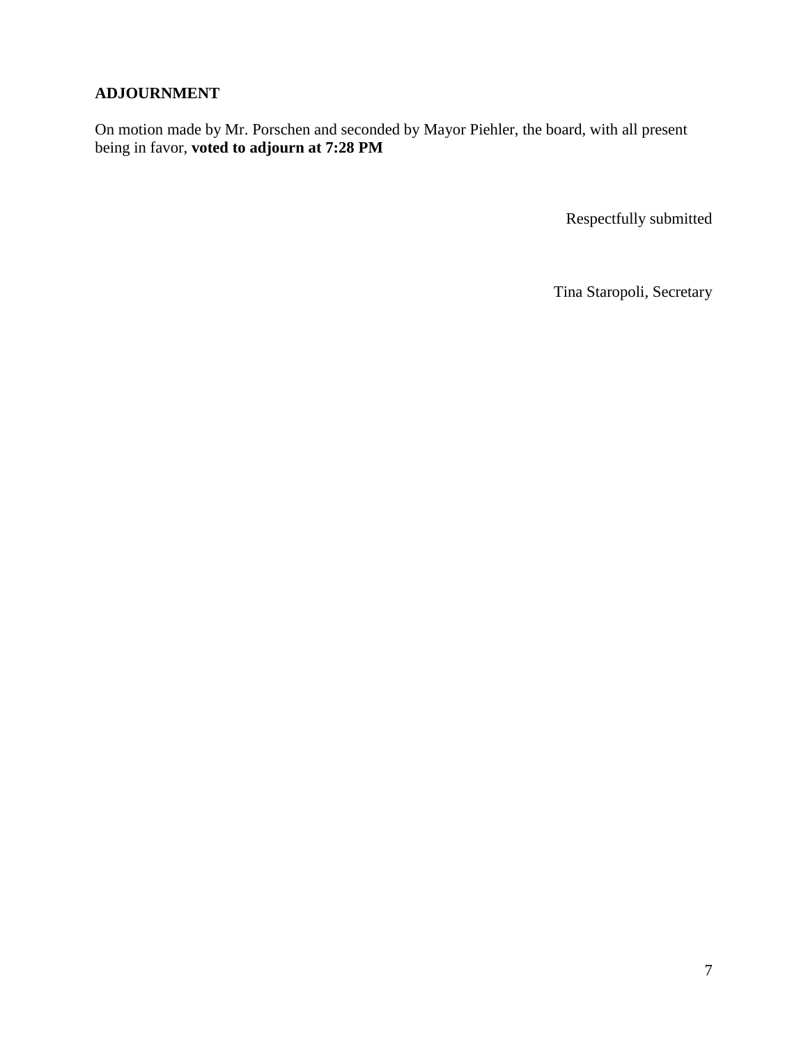**ADJOURNMENT**

On motion made by Mr. Porschen and seconded by Mayor Piehler, the board, with all present being in favor, **voted to adjourn at 7:28 PM**

Respectfully submitted

Tina Staropoli, Secretary